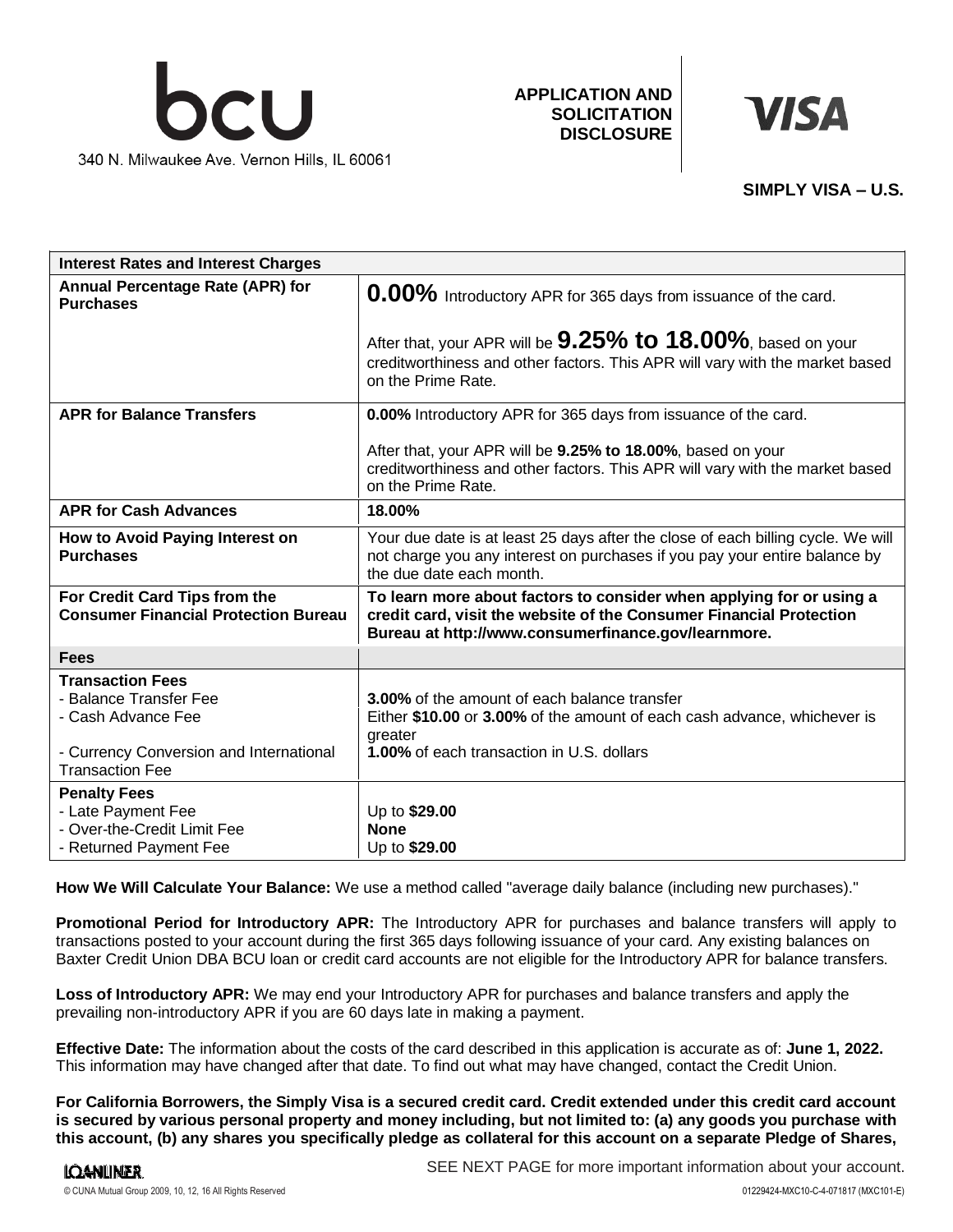bcu

340 N. Milwaukee Ave. Vernon Hills, IL 60061

**APPLICATION AND SOLICITATION DISCLOSURE**

**VISA**

**SIMPLY VISA – U.S.**

| **Interest Rates and Interest Charges** | |
|---|---|
| **Annual Percentage Rate (APR) for Purchases** | **0.00%** Introductory APR for 365 days from issuance of the card.<br><br>After that, your APR will be **9.25% to 18.00%**, based on your creditworthiness and other factors. This APR will vary with the market based on the Prime Rate. |
| **APR for Balance Transfers** | **0.00%** Introductory APR for 365 days from issuance of the card.<br><br>After that, your APR will be **9.25% to 18.00%**, based on your creditworthiness and other factors. This APR will vary with the market based on the Prime Rate. |
| **APR for Cash Advances** | **18.00%** |
| **How to Avoid Paying Interest on Purchases** | Your due date is at least 25 days after the close of each billing cycle. We will not charge you any interest on purchases if you pay your entire balance by the due date each month. |
| **For Credit Card Tips from the Consumer Financial Protection Bureau** | **To learn more about factors to consider when applying for or using a credit card, visit the website of the Consumer Financial Protection Bureau at http://www.consumerfinance.gov/learnmore.** |
| **Fees** | |
| **Transaction Fees**<br>- Balance Transfer Fee<br>- Cash Advance Fee<br><br>- Currency Conversion and International Transaction Fee | <br>**3.00%** of the amount of each balance transfer<br>Either **$10.00** or **3.00%** of the amount of each cash advance, whichever is greater<br>**1.00%** of each transaction in U.S. dollars |
| **Penalty Fees**<br>- Late Payment Fee<br>- Over-the-Credit Limit Fee<br>- Returned Payment Fee | <br>Up to **$29.00**<br>**None**<br>Up to **$29.00** |

**How We Will Calculate Your Balance:** We use a method called "average daily balance (including new purchases)."

**Promotional Period for Introductory APR:** The Introductory APR for purchases and balance transfers will apply to transactions posted to your account during the first 365 days following issuance of your card. Any existing balances on Baxter Credit Union DBA BCU loan or credit card accounts are not eligible for the Introductory APR for balance transfers.

**Loss of Introductory APR:** We may end your Introductory APR for purchases and balance transfers and apply the prevailing non-introductory APR if you are 60 days late in making a payment.

**Effective Date:** The information about the costs of the card described in this application is accurate as of: **June 1, 2022.** This information may have changed after that date. To find out what may have changed, contact the Credit Union.

**For California Borrowers, the Simply Visa is a secured credit card. Credit extended under this credit card account is secured by various personal property and money including, but not limited to: (a) any goods you purchase with this account, (b) any shares you specifically pledge as collateral for this account on a separate Pledge of Shares,**

SEE NEXT PAGE for more important information about your account.

LOANLINER

© CUNA Mutual Group 2009, 10, 12, 16 All Rights Reserved

01229424-MXC10-C-4-071817 (MXC101-E)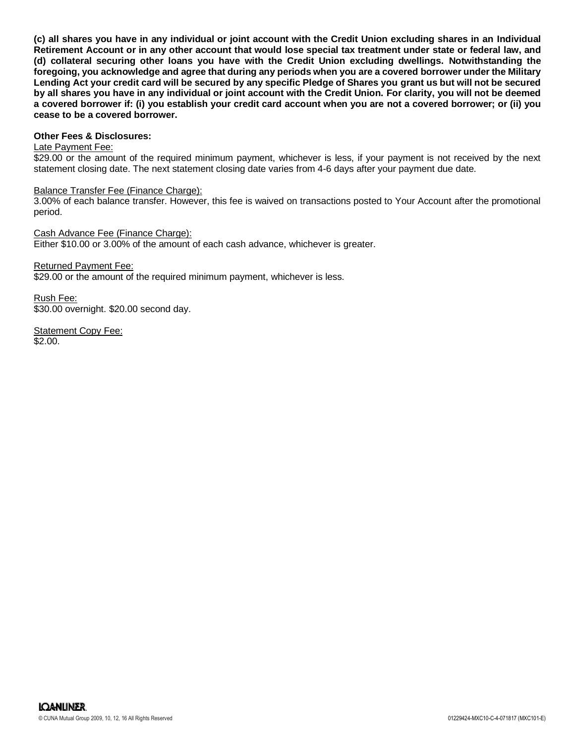**(c) all shares you have in any individual or joint account with the Credit Union excluding shares in an Individual Retirement Account or in any other account that would lose special tax treatment under state or federal law, and (d) collateral securing other loans you have with the Credit Union excluding dwellings. Notwithstanding the foregoing, you acknowledge and agree that during any periods when you are a covered borrower under the Military Lending Act your credit card will be secured by any specific Pledge of Shares you grant us but will not be secured by all shares you have in any individual or joint account with the Credit Union. For clarity, you will not be deemed a covered borrower if: (i) you establish your credit card account when you are not a covered borrower; or (ii) you cease to be a covered borrower.**

**Other Fees & Disclosures:**

<u>Late Payment Fee:</u>
$29.00 or the amount of the required minimum payment, whichever is less, if your payment is not received by the next statement closing date. The next statement closing date varies from 4-6 days after your payment due date.

<u>Balance Transfer Fee (Finance Charge):</u>
3.00% of each balance transfer. However, this fee is waived on transactions posted to Your Account after the promotional period.

<u>Cash Advance Fee (Finance Charge):</u>
Either $10.00 or 3.00% of the amount of each cash advance, whichever is greater.

<u>Returned Payment Fee:</u>
$29.00 or the amount of the required minimum payment, whichever is less.

<u>Rush Fee:</u>
$30.00 overnight. $20.00 second day.

<u>Statement Copy Fee:</u>
$2.00.

LOANLINER
© CUNA Mutual Group 2009, 10, 12, 16 All Rights Reserved

01229424-MXC10-C-4-071817 (MXC101-E)